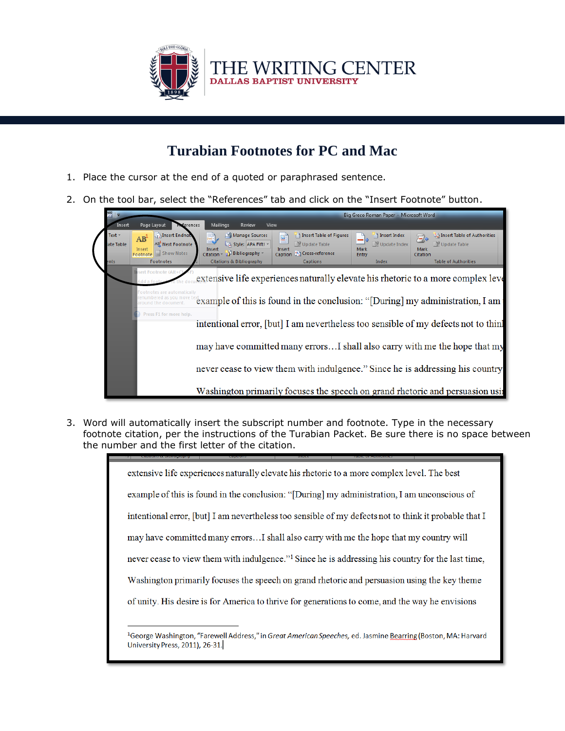THE WRITING CENTER
DALLAS BAPTIST UNIVERSITY

# Turabian Footnotes for PC and Mac

1. Place the cursor at the end of a quoted or paraphrased sentence.

2. On the tool bar, select the "References" tab and click on the "Insert Footnote" button.

3. Word will automatically insert the subscript number and footnote. Type in the necessary footnote citation, per the instructions of the Turabian Packet. Be sure there is no space between the number and the first letter of the citation.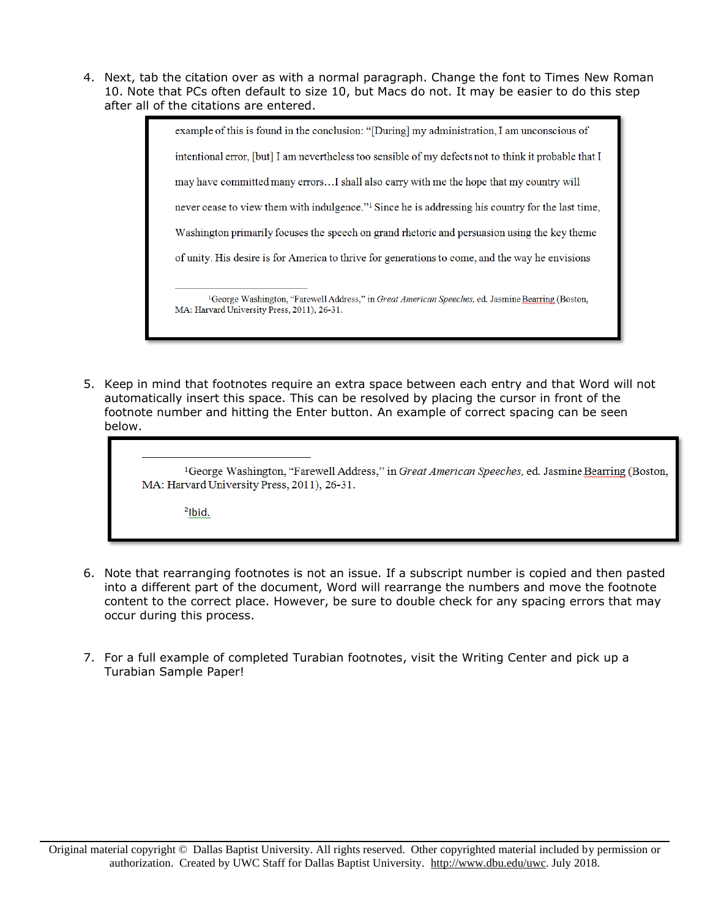4. Next, tab the citation over as with a normal paragraph. Change the font to Times New Roman 10. Note that PCs often default to size 10, but Macs do not. It may be easier to do this step after all of the citations are entered.

   > example of this is found in the conclusion: "[During] my administration, I am unconscious of intentional error, [but] I am nevertheless too sensible of my defects not to think it probable that I may have committed many errors…I shall also carry with me the hope that my country will never cease to view them with indulgence."[1] Since he is addressing his country for the last time, Washington primarily focuses the speech on grand rhetoric and persuasion using the key theme of unity. His desire is for America to thrive for generations to come, and the way he envisions
   >
   > ---
   >
   > [1]George Washington, "Farewell Address," in *Great American Speeches*, ed. Jasmine Bearring (Boston, MA: Harvard University Press, 2011), 26-31.

5. Keep in mind that footnotes require an extra space between each entry and that Word will not automatically insert this space. This can be resolved by placing the cursor in front of the footnote number and hitting the Enter button. An example of correct spacing can be seen below.

   > ---
   >
   > [1]George Washington, "Farewell Address," in *Great American Speeches*, ed. Jasmine Bearring (Boston, MA: Harvard University Press, 2011), 26-31.
   >
   > [2]Ibid.

6. Note that rearranging footnotes is not an issue. If a subscript number is copied and then pasted into a different part of the document, Word will rearrange the numbers and move the footnote content to the correct place. However, be sure to double check for any spacing errors that may occur during this process.

7. For a full example of completed Turabian footnotes, visit the Writing Center and pick up a Turabian Sample Paper!

Original material copyright © Dallas Baptist University. All rights reserved. Other copyrighted material included by permission or authorization. Created by UWC Staff for Dallas Baptist University. http://www.dbu.edu/uwc. July 2018.